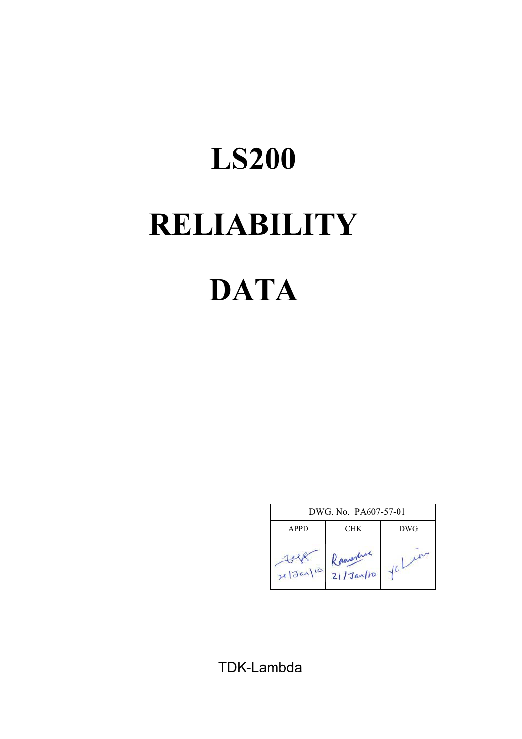# LS200

# RELIABILITY

# DATA

| DWG. No. PA607-57-01 | | |
|---|---|---|
| APPD | CHK | DWG |
| 21/Jan/10 | Ramesh 21/Jan/10 | YC Lim |

TDK-Lambda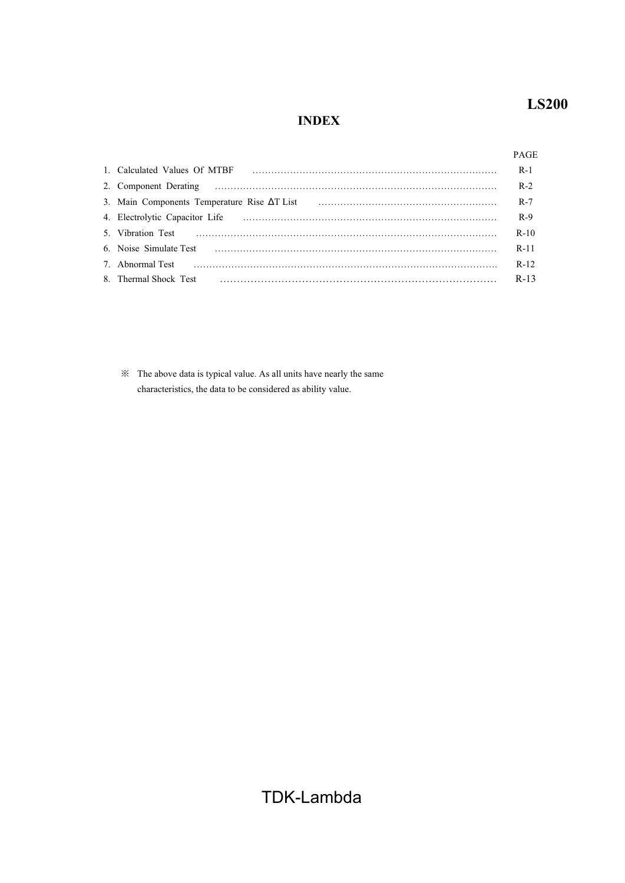# INDEX

| | PAGE |
|---|---|
| 1. Calculated Values Of MTBF | R-1 |
| 2. Component Derating | R-2 |
| 3. Main Components Temperature Rise ΔT List | R-7 |
| 4. Electrolytic Capacitor Life | R-9 |
| 5. Vibration Test | R-10 |
| 6. Noise Simulate Test | R-11 |
| 7. Abnormal Test | R-12 |
| 8. Thermal Shock Test | R-13 |

※ The above data is typical value. As all units have nearly the same characteristics, the data to be considered as ability value.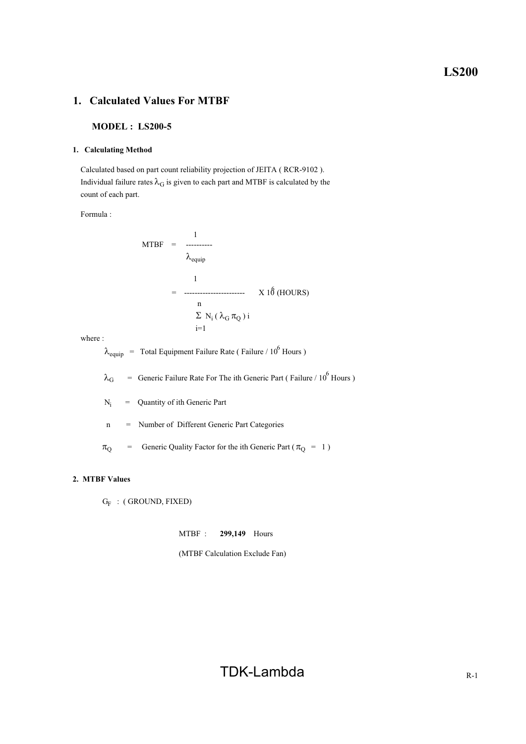## 1. Calculated Values For MTBF

### MODEL : LS200-5

#### 1. Calculating Method

Calculated based on part count reliability projection of JEITA ( RCR-9102 ).
Individual failure rates $\lambda_G$ is given to each part and MTBF is calculated by the count of each part.

Formula :

$$MTBF = \frac{1}{\lambda_{equip}}$$

$$= \frac{1}{\sum_{i=1}^{n} N_i ( \lambda_G \pi_Q )_i} \times 10^6 \text{ (HOURS)}$$

where :

$\lambda_{equip}$ = Total Equipment Failure Rate ( Failure / $10^6$ Hours )

$\lambda_G$ = Generic Failure Rate For The ith Generic Part ( Failure / $10^6$ Hours )

$N_i$ = Quantity of ith Generic Part

n = Number of Different Generic Part Categories

$\pi_Q$ = Generic Quality Factor for the ith Generic Part ( $\pi_Q$ = 1 )

#### 2. MTBF Values

$G_F$ : ( GROUND, FIXED)

MTBF : **299,149** Hours

(MTBF Calculation Exclude Fan)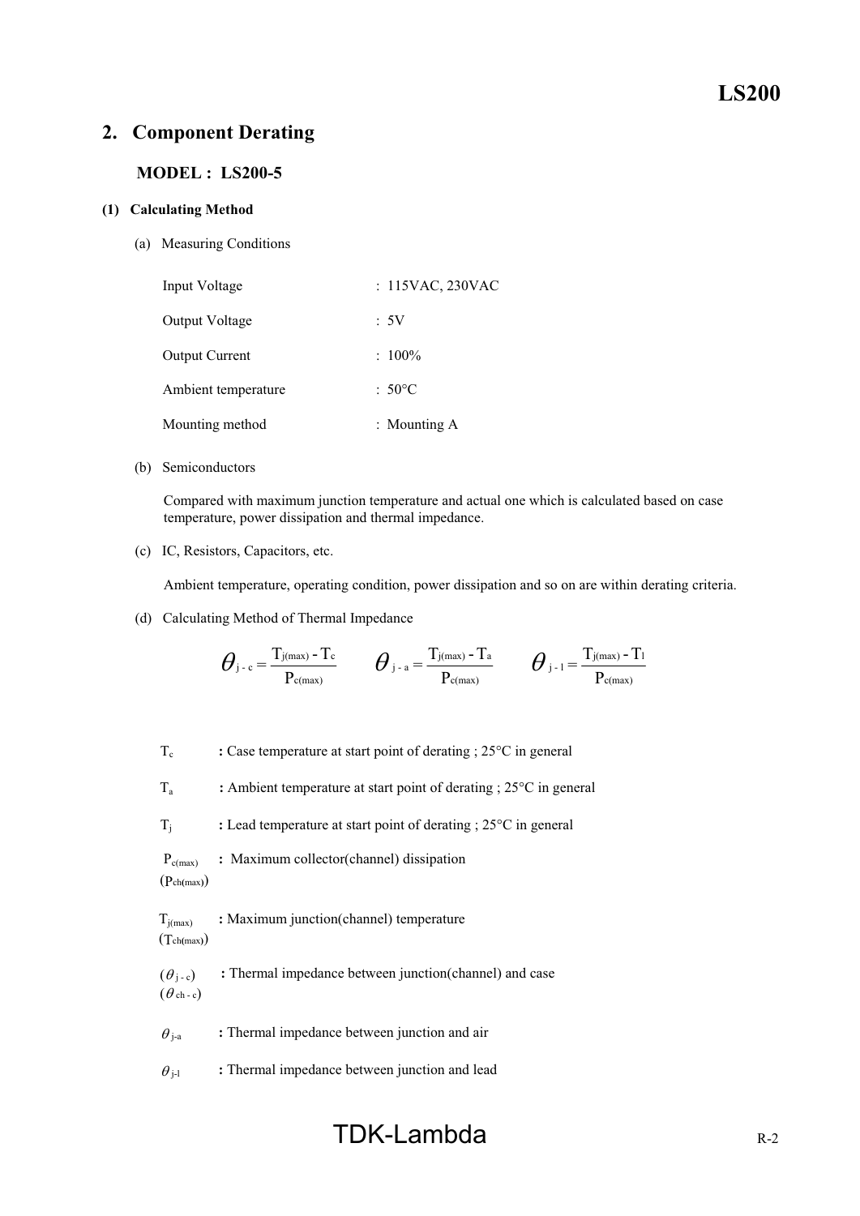## 2. Component Derating

### MODEL : LS200-5

**(1) Calculating Method**

(a) Measuring Conditions

| | |
|---|---|
| Input Voltage | : 115VAC, 230VAC |
| Output Voltage | : 5V |
| Output Current | : 100% |
| Ambient temperature | : 50°C |
| Mounting method | : Mounting A |

(b) Semiconductors

Compared with maximum junction temperature and actual one which is calculated based on case temperature, power dissipation and thermal impedance.

(c) IC, Resistors, Capacitors, etc.

Ambient temperature, operating condition, power dissipation and so on are within derating criteria.

(d) Calculating Method of Thermal Impedance

$$\theta_{j-c} = \frac{T_{j(max)} - T_c}{P_{c(max)}} \qquad \theta_{j-a} = \frac{T_{j(max)} - T_a}{P_{c(max)}} \qquad \theta_{j-l} = \frac{T_{j(max)} - T_l}{P_{c(max)}}$$

$T_c$ **:** Case temperature at start point of derating ; 25°C in general

$T_a$ **:** Ambient temperature at start point of derating ; 25°C in general

$T_j$ **:** Lead temperature at start point of derating ; 25°C in general

$P_{c(max)}$ ($P_{ch(max)}$) **:** Maximum collector(channel) dissipation

$T_{j(max)}$ ($T_{ch(max)}$) **:** Maximum junction(channel) temperature

($\theta_{j-c}$) ($\theta_{ch-c}$) **:** Thermal impedance between junction(channel) and case

$\theta_{j-a}$ **:** Thermal impedance between junction and air

$\theta_{j-l}$ **:** Thermal impedance between junction and lead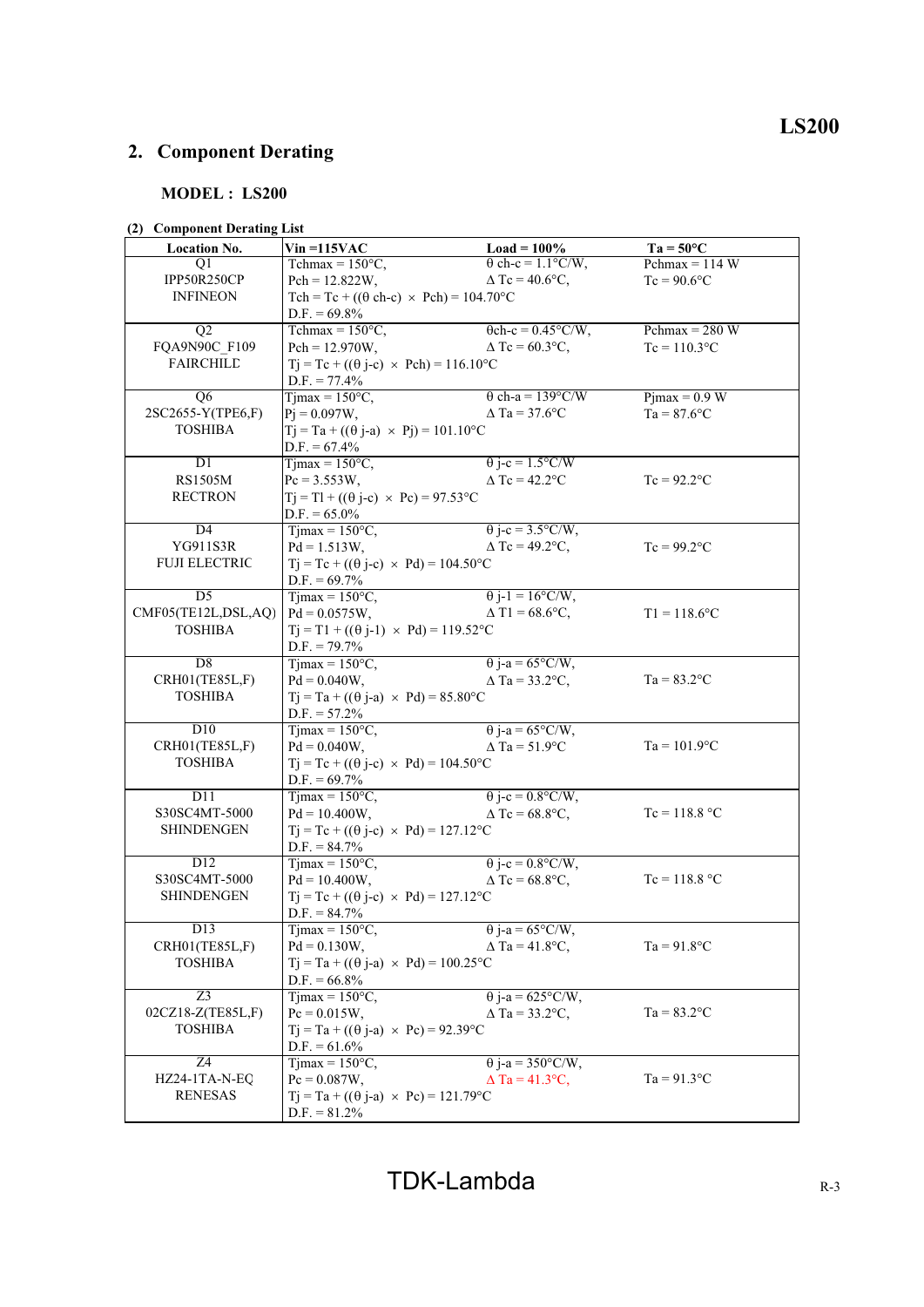## 2. Component Derating

### MODEL : LS200

**(2) Component Derating List**

| Location No. | Vin =115VAC | Load = 100% | Ta = 50°C |
|---|---|---|---|
| Q1<br>IPP50R250CP<br>INFINEON | Tchmax = 150°C,<br>Pch = 12.822W,<br>Tch = Tc + ((θ ch-c) × Pch) = 104.70°C<br>D.F. = 69.8% | θ ch-c = 1.1°C/W,<br>Δ Tc = 40.6°C, | Pchmax = 114 W<br>Tc = 90.6°C |
| Q2<br>FQA9N90C_F109<br>FAIRCHILD | Tchmax = 150°C,<br>Pch = 12.970W,<br>Tj = Tc + ((θ j-c) × Pch) = 116.10°C<br>D.F. = 77.4% | θch-c = 0.45°C/W,<br>Δ Tc = 60.3°C, | Pchmax = 280 W<br>Tc = 110.3°C |
| Q6<br>2SC2655-Y(TPE6,F)<br>TOSHIBA | Tjmax = 150°C,<br>Pj = 0.097W,<br>Tj = Ta + ((θ j-a) × Pj) = 101.10°C<br>D.F. = 67.4% | θ ch-a = 139°C/W<br>Δ Ta = 37.6°C | Pjmax = 0.9 W<br>Ta = 87.6°C |
| D1<br>RS1505M<br>RECTRON | Tjmax = 150°C,<br>Pc = 3.553W,<br>Tj = Tl + ((θ j-c) × Pc) = 97.53°C<br>D.F. = 65.0% | θ j-c = 1.5°C/W<br>Δ Tc = 42.2°C | Tc = 92.2°C |
| D4<br>YG911S3R<br>FUJI ELECTRIC | Tjmax = 150°C,<br>Pd = 1.513W,<br>Tj = Tc + ((θ j-c) × Pd) = 104.50°C<br>D.F. = 69.7% | θ j-c = 3.5°C/W,<br>Δ Tc = 49.2°C, | Tc = 99.2°C |
| D5<br>CMF05(TE12L,DSL,AQ)<br>TOSHIBA | Tjmax = 150°C,<br>Pd = 0.0575W,<br>Tj = Tl + ((θ j-l) × Pd) = 119.52°C<br>D.F. = 79.7% | θ j-l = 16°C/W,<br>Δ Tl = 68.6°C, | Tl = 118.6°C |
| D8<br>CRH01(TE85L,F)<br>TOSHIBA | Tjmax = 150°C,<br>Pd = 0.040W,<br>Tj = Ta + ((θ j-a) × Pd) = 85.80°C<br>D.F. = 57.2% | θ j-a = 65°C/W,<br>Δ Ta = 33.2°C, | Ta = 83.2°C |
| D10<br>CRH01(TE85L,F)<br>TOSHIBA | Tjmax = 150°C,<br>Pd = 0.040W,<br>Tj = Tc + ((θ j-c) × Pd) = 104.50°C<br>D.F. = 69.7% | θ j-a = 65°C/W,<br>Δ Ta = 51.9°C | Ta = 101.9°C |
| D11<br>S30SC4MT-5000<br>SHINDENGEN | Tjmax = 150°C,<br>Pd = 10.400W,<br>Tj = Tc + ((θ j-c) × Pd) = 127.12°C<br>D.F. = 84.7% | θ j-c = 0.8°C/W,<br>Δ Tc = 68.8°C, | Tc = 118.8 °C |
| D12<br>S30SC4MT-5000<br>SHINDENGEN | Tjmax = 150°C,<br>Pd = 10.400W,<br>Tj = Tc + ((θ j-c) × Pd) = 127.12°C<br>D.F. = 84.7% | θ j-c = 0.8°C/W,<br>Δ Tc = 68.8°C, | Tc = 118.8 °C |
| D13<br>CRH01(TE85L,F)<br>TOSHIBA | Tjmax = 150°C,<br>Pd = 0.130W,<br>Tj = Ta + ((θ j-a) × Pd) = 100.25°C<br>D.F. = 66.8% | θ j-a = 65°C/W,<br>Δ Ta = 41.8°C, | Ta = 91.8°C |
| Z3<br>02CZ18-Z(TE85L,F)<br>TOSHIBA | Tjmax = 150°C,<br>Pc = 0.015W,<br>Tj = Ta + ((θ j-a) × Pc) = 92.39°C<br>D.F. = 61.6% | θ j-a = 625°C/W,<br>Δ Ta = 33.2°C, | Ta = 83.2°C |
| Z4<br>HZ24-1TA-N-EQ<br>RENESAS | Tjmax = 150°C,<br>Pc = 0.087W,<br>Tj = Ta + ((θ j-a) × Pc) = 121.79°C<br>D.F. = 81.2% | θ j-a = 350°C/W,<br>Δ Ta = 41.3°C, | Ta = 91.3°C |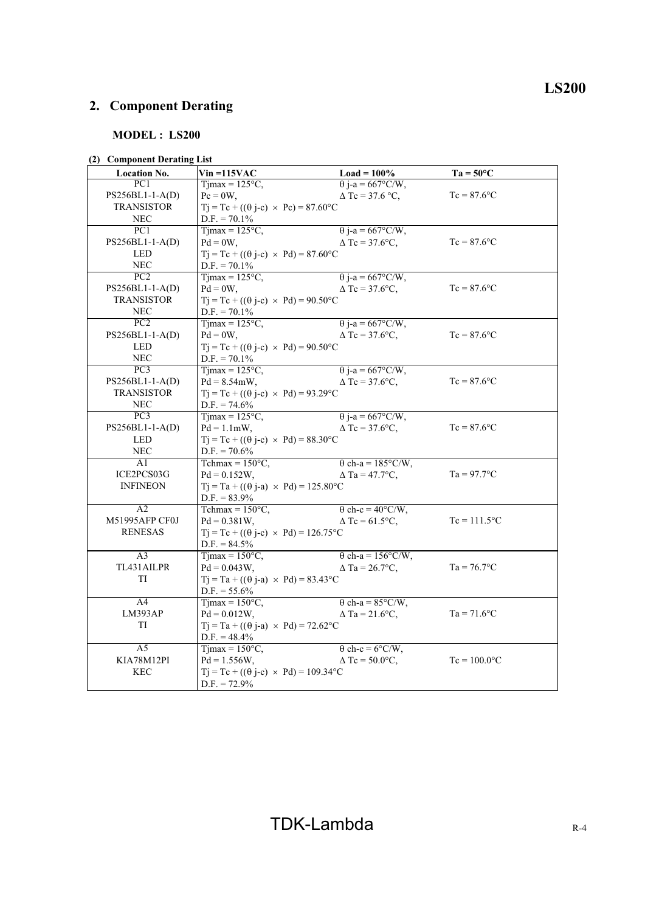## 2. Component Derating

### MODEL : LS200

**(2) Component Derating List**

| Location No. | Vin =115VAC | Load = 100% | Ta = 50°C |
|---|---|---|---|
| PC1<br>PS256BL1-1-A(D)<br>TRANSISTOR<br>NEC | Tjmax = 125°C,<br>Pc = 0W,<br>Tj = Tc + ((θ j-c) × Pc) = 87.60°C<br>D.F. = 70.1% | θ j-a = 667°C/W,<br>Δ Tc = 37.6 °C, | Tc = 87.6°C |
| PC1<br>PS256BL1-1-A(D)<br>LED<br>NEC | Tjmax = 125°C,<br>Pd = 0W,<br>Tj = Tc + ((θ j-c) × Pd) = 87.60°C<br>D.F. = 70.1% | θ j-a = 667°C/W,<br>Δ Tc = 37.6°C, | Tc = 87.6°C |
| PC2<br>PS256BL1-1-A(D)<br>TRANSISTOR<br>NEC | Tjmax = 125°C,<br>Pd = 0W,<br>Tj = Tc + ((θ j-c) × Pd) = 90.50°C<br>D.F. = 70.1% | θ j-a = 667°C/W,<br>Δ Tc = 37.6°C, | Tc = 87.6°C |
| PC2<br>PS256BL1-1-A(D)<br>LED<br>NEC | Tjmax = 125°C,<br>Pd = 0W,<br>Tj = Tc + ((θ j-c) × Pd) = 90.50°C<br>D.F. = 70.1% | θ j-a = 667°C/W,<br>Δ Tc = 37.6°C, | Tc = 87.6°C |
| PC3<br>PS256BL1-1-A(D)<br>TRANSISTOR<br>NEC | Tjmax = 125°C,<br>Pd = 8.54mW,<br>Tj = Tc + ((θ j-c) × Pd) = 93.29°C<br>D.F. = 74.6% | θ j-a = 667°C/W,<br>Δ Tc = 37.6°C, | Tc = 87.6°C |
| PC3<br>PS256BL1-1-A(D)<br>LED<br>NEC | Tjmax = 125°C,<br>Pd = 1.1mW,<br>Tj = Tc + ((θ j-c) × Pd) = 88.30°C<br>D.F. = 70.6% | θ j-a = 667°C/W,<br>Δ Tc = 37.6°C, | Tc = 87.6°C |
| A1<br>ICE2PCS03G<br>INFINEON | Tchmax = 150°C,<br>Pd = 0.152W,<br>Tj = Ta + ((θ j-a) × Pd) = 125.80°C<br>D.F. = 83.9% | θ ch-a = 185°C/W,<br>Δ Ta = 47.7°C, | Ta = 97.7°C |
| A2<br>M51995AFP CF0J<br>RENESAS | Tchmax = 150°C,<br>Pd = 0.381W,<br>Tj = Tc + ((θ j-c) × Pd) = 126.75°C<br>D.F. = 84.5% | θ ch-c = 40°C/W,<br>Δ Tc = 61.5°C, | Tc = 111.5°C |
| A3<br>TL431AILPR<br>TI | Tjmax = 150°C,<br>Pd = 0.043W,<br>Tj = Ta + ((θ j-a) × Pd) = 83.43°C<br>D.F. = 55.6% | θ ch-a = 156°C/W,<br>Δ Ta = 26.7°C, | Ta = 76.7°C |
| A4<br>LM393AP<br>TI | Tjmax = 150°C,<br>Pd = 0.012W,<br>Tj = Ta + ((θ j-a) × Pd) = 72.62°C<br>D.F. = 48.4% | θ ch-a = 85°C/W,<br>Δ Ta = 21.6°C, | Ta = 71.6°C |
| A5<br>KIA78M12PI<br>KEC | Tjmax = 150°C,<br>Pd = 1.556W,<br>Tj = Tc + ((θ j-c) × Pd) = 109.34°C<br>D.F. = 72.9% | θ ch-c = 6°C/W,<br>Δ Tc = 50.0°C, | Tc = 100.0°C |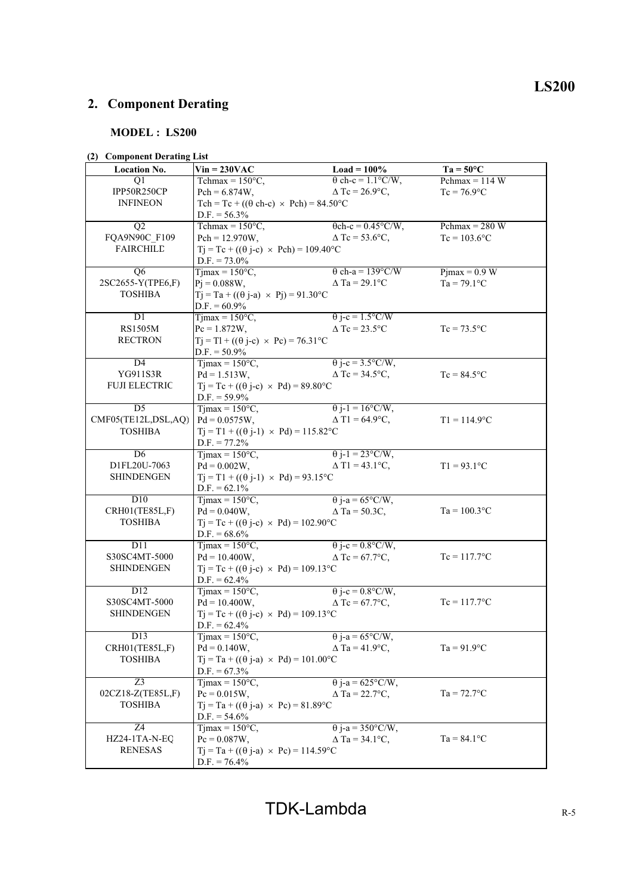## 2. Component Derating

### MODEL : LS200

**(2) Component Derating List**

| Location No. | Vin = 230VAC | Load = 100% | Ta = 50°C |
|---|---|---|---|
| Q1<br>IPP50R250CP<br>INFINEON | Tchmax = 150°C,<br>Pch = 6.874W,<br>Tch = Tc + ((θ ch-c) × Pch) = 84.50°C<br>D.F. = 56.3% | θ ch-c = 1.1°C/W,<br>Δ Tc = 26.9°C, | Pchmax = 114 W<br>Tc = 76.9°C |
| Q2<br>FQA9N90C_F109<br>FAIRCHILD | Tchmax = 150°C,<br>Pch = 12.970W,<br>Tj = Tc + ((θ j-c) × Pch) = 109.40°C<br>D.F. = 73.0% | θch-c = 0.45°C/W,<br>Δ Tc = 53.6°C, | Pchmax = 280 W<br>Tc = 103.6°C |
| Q6<br>2SC2655-Y(TPE6,F)<br>TOSHIBA | Tjmax = 150°C,<br>Pj = 0.088W,<br>Tj = Ta + ((θ j-a) × Pj) = 91.30°C<br>D.F. = 60.9% | θ ch-a = 139°C/W<br>Δ Ta = 29.1°C | Pjmax = 0.9 W<br>Ta = 79.1°C |
| D1<br>RS1505M<br>RECTRON | Tjmax = 150°C,<br>Pc = 1.872W,<br>Tj = Tl + ((θ j-c) × Pc) = 76.31°C<br>D.F. = 50.9% | θ j-c = 1.5°C/W<br>Δ Tc = 23.5°C | Tc = 73.5°C |
| D4<br>YG911S3R<br>FUJI ELECTRIC | Tjmax = 150°C,<br>Pd = 1.513W,<br>Tj = Tc + ((θ j-c) × Pd) = 89.80°C<br>D.F. = 59.9% | θ j-c = 3.5°C/W,<br>Δ Tc = 34.5°C, | Tc = 84.5°C |
| D5<br>CMF05(TE12L,DSL,AQ)<br>TOSHIBA | Tjmax = 150°C,<br>Pd = 0.0575W,<br>Tj = T1 + ((θ j-1) × Pd) = 115.82°C<br>D.F. = 77.2% | θ j-1 = 16°C/W,<br>Δ T1 = 64.9°C, | T1 = 114.9°C |
| D6<br>D1FL20U-7063<br>SHINDENGEN | Tjmax = 150°C,<br>Pd = 0.002W,<br>Tj = T1 + ((θ j-1) × Pd) = 93.15°C<br>D.F. = 62.1% | θ j-1 = 23°C/W,<br>Δ T1 = 43.1°C, | T1 = 93.1°C |
| D10<br>CRH01(TE85L,F)<br>TOSHIBA | Tjmax = 150°C,<br>Pd = 0.040W,<br>Tj = Tc + ((θ j-c) × Pd) = 102.90°C<br>D.F. = 68.6% | θ j-a = 65°C/W,<br>Δ Ta = 50.3C, | Ta = 100.3°C |
| D11<br>S30SC4MT-5000<br>SHINDENGEN | Tjmax = 150°C,<br>Pd = 10.400W,<br>Tj = Tc + ((θ j-c) × Pd) = 109.13°C<br>D.F. = 62.4% | θ j-c = 0.8°C/W,<br>Δ Tc = 67.7°C, | Tc = 117.7°C |
| D12<br>S30SC4MT-5000<br>SHINDENGEN | Tjmax = 150°C,<br>Pd = 10.400W,<br>Tj = Tc + ((θ j-c) × Pd) = 109.13°C<br>D.F. = 62.4% | θ j-c = 0.8°C/W,<br>Δ Tc = 67.7°C, | Tc = 117.7°C |
| D13<br>CRH01(TE85L,F)<br>TOSHIBA | Tjmax = 150°C,<br>Pd = 0.140W,<br>Tj = Ta + ((θ j-a) × Pd) = 101.00°C<br>D.F. = 67.3% | θ j-a = 65°C/W,<br>Δ Ta = 41.9°C, | Ta = 91.9°C |
| Z3<br>02CZ18-Z(TE85L,F)<br>TOSHIBA | Tjmax = 150°C,<br>Pc = 0.015W,<br>Tj = Ta + ((θ j-a) × Pc) = 81.89°C<br>D.F. = 54.6% | θ j-a = 625°C/W,<br>Δ Ta = 22.7°C, | Ta = 72.7°C |
| Z4<br>HZ24-1TA-N-EQ<br>RENESAS | Tjmax = 150°C,<br>Pc = 0.087W,<br>Tj = Ta + ((θ j-a) × Pc) = 114.59°C<br>D.F. = 76.4% | θ j-a = 350°C/W,<br>Δ Ta = 34.1°C, | Ta = 84.1°C |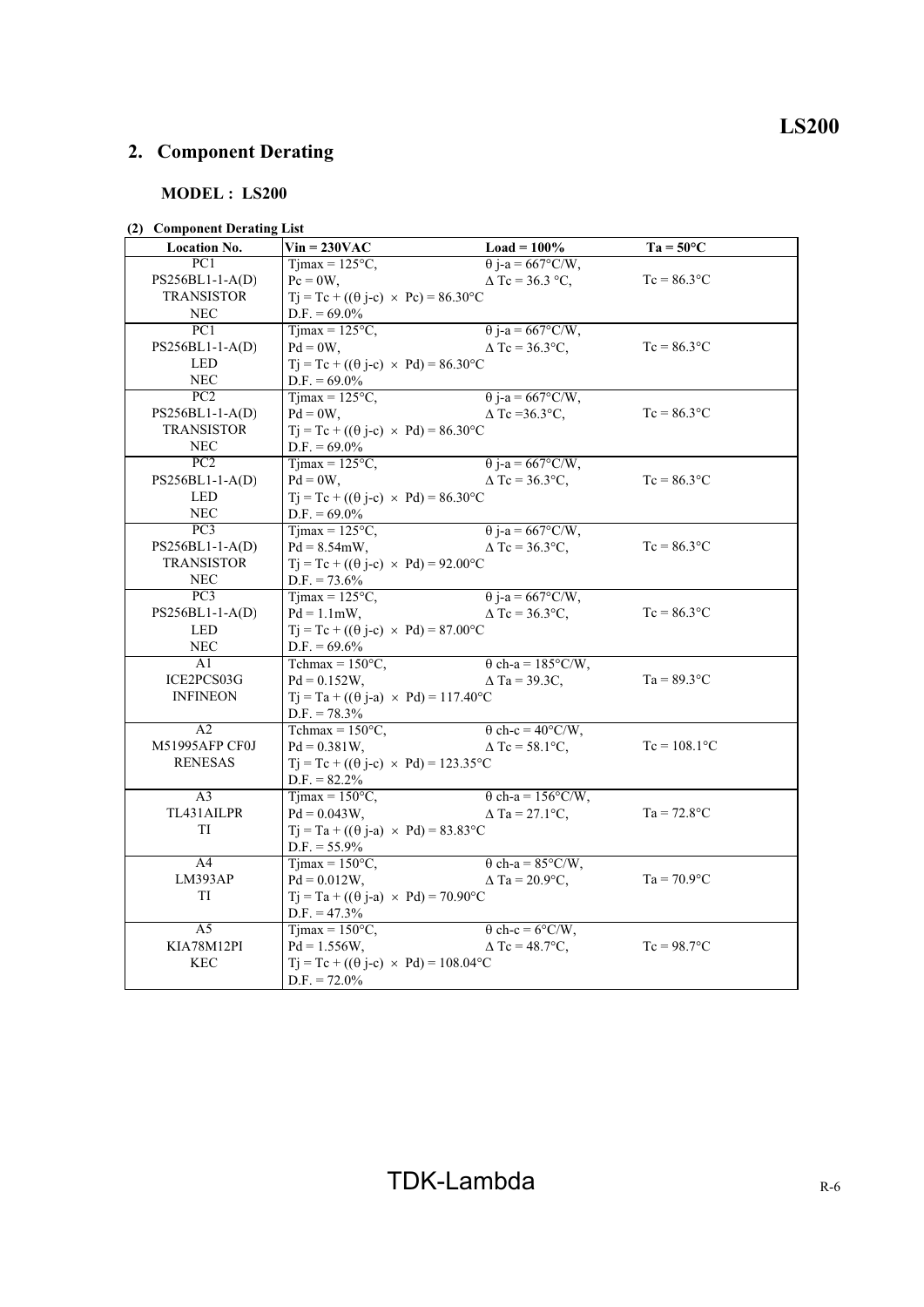## 2. Component Derating

### MODEL : LS200

**(2) Component Derating List**

| Location No. | Vin = 230VAC | Load = 100% | Ta = 50°C |
|---|---|---|---|
| PC1<br>PS256BL1-1-A(D)<br>TRANSISTOR<br>NEC | Tjmax = 125°C,<br>Pc = 0W,<br>Tj = Tc + ((θ j-c) × Pc) = 86.30°C<br>D.F. = 69.0% | θ j-a = 667°C/W,<br>Δ Tc = 36.3 °C, | Tc = 86.3°C |
| PC1<br>PS256BL1-1-A(D)<br>LED<br>NEC | Tjmax = 125°C,<br>Pd = 0W,<br>Tj = Tc + ((θ j-c) × Pd) = 86.30°C<br>D.F. = 69.0% | θ j-a = 667°C/W,<br>Δ Tc = 36.3°C, | Tc = 86.3°C |
| PC2<br>PS256BL1-1-A(D)<br>TRANSISTOR<br>NEC | Tjmax = 125°C,<br>Pd = 0W,<br>Tj = Tc + ((θ j-c) × Pd) = 86.30°C<br>D.F. = 69.0% | θ j-a = 667°C/W,<br>Δ Tc =36.3°C, | Tc = 86.3°C |
| PC2<br>PS256BL1-1-A(D)<br>LED<br>NEC | Tjmax = 125°C,<br>Pd = 0W,<br>Tj = Tc + ((θ j-c) × Pd) = 86.30°C<br>D.F. = 69.0% | θ j-a = 667°C/W,<br>Δ Tc = 36.3°C, | Tc = 86.3°C |
| PC3<br>PS256BL1-1-A(D)<br>TRANSISTOR<br>NEC | Tjmax = 125°C,<br>Pd = 8.54mW,<br>Tj = Tc + ((θ j-c) × Pd) = 92.00°C<br>D.F. = 73.6% | θ j-a = 667°C/W,<br>Δ Tc = 36.3°C, | Tc = 86.3°C |
| PC3<br>PS256BL1-1-A(D)<br>LED<br>NEC | Tjmax = 125°C,<br>Pd = 1.1mW,<br>Tj = Tc + ((θ j-c) × Pd) = 87.00°C<br>D.F. = 69.6% | θ j-a = 667°C/W,<br>Δ Tc = 36.3°C, | Tc = 86.3°C |
| A1<br>ICE2PCS03G<br>INFINEON | Tchmax = 150°C,<br>Pd = 0.152W,<br>Tj = Ta + ((θ j-a) × Pd) = 117.40°C<br>D.F. = 78.3% | θ ch-a = 185°C/W,<br>Δ Ta = 39.3C, | Ta = 89.3°C |
| A2<br>M51995AFP CF0J<br>RENESAS | Tchmax = 150°C,<br>Pd = 0.381W,<br>Tj = Tc + ((θ j-c) × Pd) = 123.35°C<br>D.F. = 82.2% | θ ch-c = 40°C/W,<br>Δ Tc = 58.1°C, | Tc = 108.1°C |
| A3<br>TL431AILPR<br>TI | Tjmax = 150°C,<br>Pd = 0.043W,<br>Tj = Ta + ((θ j-a) × Pd) = 83.83°C<br>D.F. = 55.9% | θ ch-a = 156°C/W,<br>Δ Ta = 27.1°C, | Ta = 72.8°C |
| A4<br>LM393AP<br>TI | Tjmax = 150°C,<br>Pd = 0.012W,<br>Tj = Ta + ((θ j-a) × Pd) = 70.90°C<br>D.F. = 47.3% | θ ch-a = 85°C/W,<br>Δ Ta = 20.9°C, | Ta = 70.9°C |
| A5<br>KIA78M12PI<br>KEC | Tjmax = 150°C,<br>Pd = 1.556W,<br>Tj = Tc + ((θ j-c) × Pd) = 108.04°C<br>D.F. = 72.0% | θ ch-c = 6°C/W,<br>Δ Tc = 48.7°C, | Tc = 98.7°C |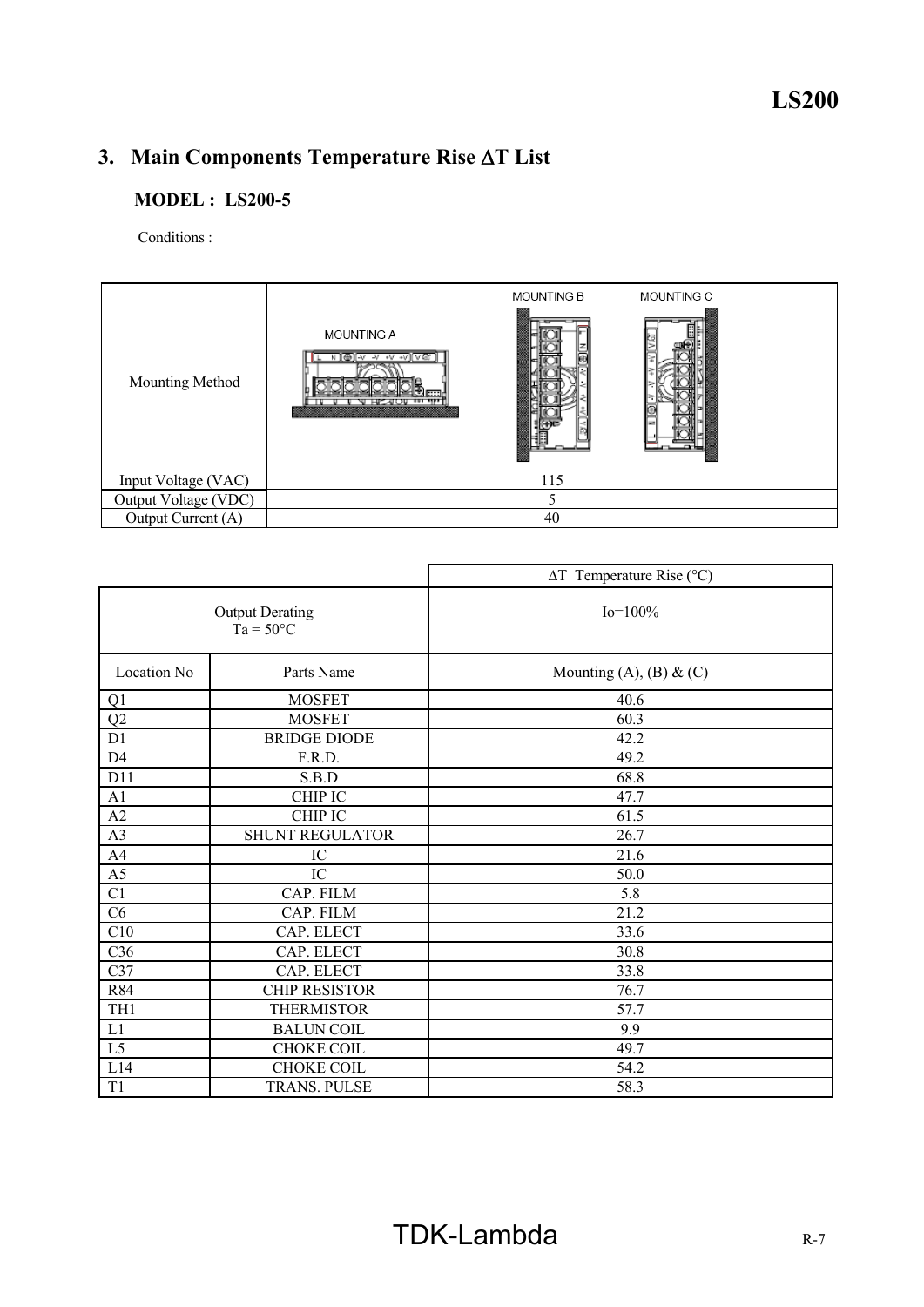## 3. Main Components Temperature Rise ΔT List

### MODEL : LS200-5

Conditions :

| Mounting Method | MOUNTING A, MOUNTING B, MOUNTING C |
|---|---|
| Input Voltage (VAC) | 115 |
| Output Voltage (VDC) | 5 |
| Output Current (A) | 40 |

| | | ΔT Temperature Rise (°C) |
|---|---|---|
| Output Derating Ta = 50°C | | Io=100% |
| Location No | Parts Name | Mounting (A), (B) & (C) |
| Q1 | MOSFET | 40.6 |
| Q2 | MOSFET | 60.3 |
| D1 | BRIDGE DIODE | 42.2 |
| D4 | F.R.D. | 49.2 |
| D11 | S.B.D | 68.8 |
| A1 | CHIP IC | 47.7 |
| A2 | CHIP IC | 61.5 |
| A3 | SHUNT REGULATOR | 26.7 |
| A4 | IC | 21.6 |
| A5 | IC | 50.0 |
| C1 | CAP. FILM | 5.8 |
| C6 | CAP. FILM | 21.2 |
| C10 | CAP. ELECT | 33.6 |
| C36 | CAP. ELECT | 30.8 |
| C37 | CAP. ELECT | 33.8 |
| R84 | CHIP RESISTOR | 76.7 |
| TH1 | THERMISTOR | 57.7 |
| L1 | BALUN COIL | 9.9 |
| L5 | CHOKE COIL | 49.7 |
| L14 | CHOKE COIL | 54.2 |
| T1 | TRANS. PULSE | 58.3 |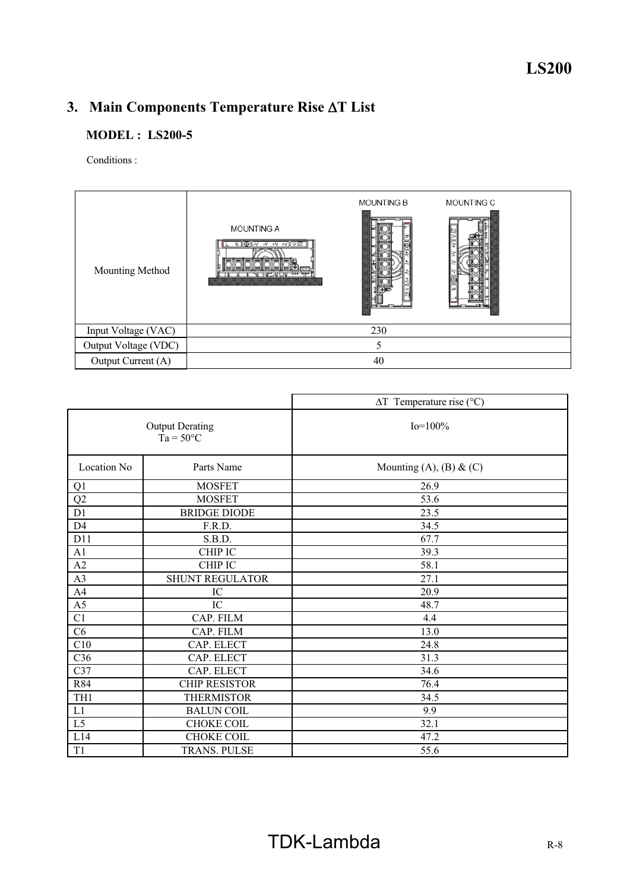## 3. Main Components Temperature Rise ΔT List

**MODEL : LS200-5**

Conditions :

| Mounting Method | MOUNTING A / MOUNTING B / MOUNTING C |
|---|---|
| Input Voltage (VAC) | 230 |
| Output Voltage (VDC) | 5 |
| Output Current (A) | 40 |

| | | ΔT Temperature rise (°C) |
|---|---|---|
| Output Derating Ta = 50°C | | Io=100% |
| Location No | Parts Name | Mounting (A), (B) & (C) |
| Q1 | MOSFET | 26.9 |
| Q2 | MOSFET | 53.6 |
| D1 | BRIDGE DIODE | 23.5 |
| D4 | F.R.D. | 34.5 |
| D11 | S.B.D. | 67.7 |
| A1 | CHIP IC | 39.3 |
| A2 | CHIP IC | 58.1 |
| A3 | SHUNT REGULATOR | 27.1 |
| A4 | IC | 20.9 |
| A5 | IC | 48.7 |
| C1 | CAP. FILM | 4.4 |
| C6 | CAP. FILM | 13.0 |
| C10 | CAP. ELECT | 24.8 |
| C36 | CAP. ELECT | 31.3 |
| C37 | CAP. ELECT | 34.6 |
| R84 | CHIP RESISTOR | 76.4 |
| TH1 | THERMISTOR | 34.5 |
| L1 | BALUN COIL | 9.9 |
| L5 | CHOKE COIL | 32.1 |
| L14 | CHOKE COIL | 47.2 |
| T1 | TRANS. PULSE | 55.6 |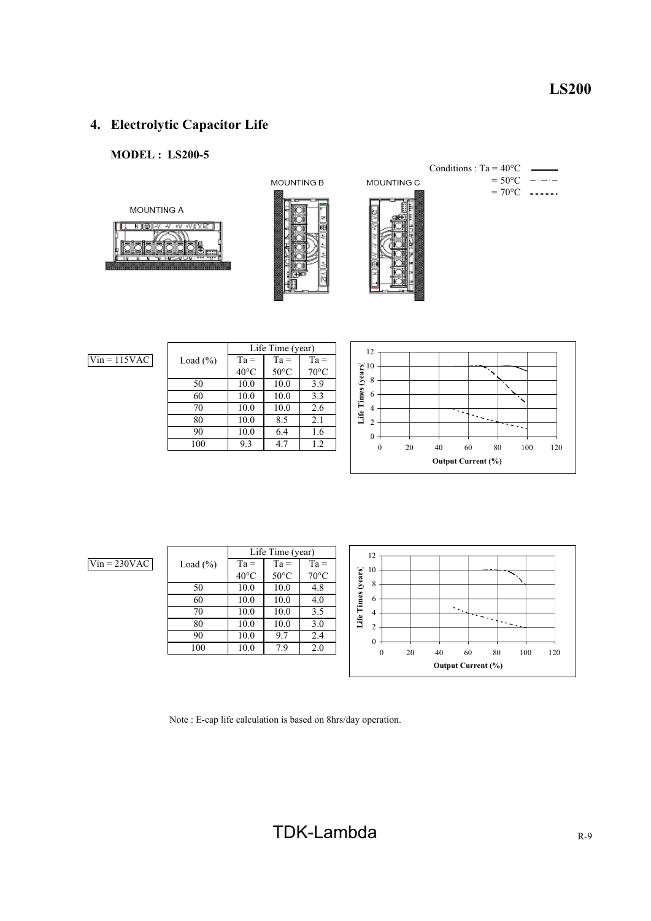## 4. Electrolytic Capacitor Life

**MODEL : LS200-5**

Conditions : Ta = 40°C
= 50°C
= 70°C

MOUNTING A

MOUNTING B

MOUNTING C

Vin = 115VAC

| Load (%) | Life Time (year) | | |
|---|---|---|---|
| | Ta = 40°C | Ta = 50°C | Ta = 70°C |
| 50 | 10.0 | 10.0 | 3.9 |
| 60 | 10.0 | 10.0 | 3.3 |
| 70 | 10.0 | 10.0 | 2.6 |
| 80 | 10.0 | 8.5 | 2.1 |
| 90 | 10.0 | 6.4 | 1.6 |
| 100 | 9.3 | 4.7 | 1.2 |

Vin = 230VAC

| Load (%) | Life Time (year) | | |
|---|---|---|---|
| | Ta = 40°C | Ta = 50°C | Ta = 70°C |
| 50 | 10.0 | 10.0 | 4.8 |
| 60 | 10.0 | 10.0 | 4.0 |
| 70 | 10.0 | 10.0 | 3.5 |
| 80 | 10.0 | 10.0 | 3.0 |
| 90 | 10.0 | 9.7 | 2.4 |
| 100 | 10.0 | 7.9 | 2.0 |

Note : E-cap life calculation is based on 8hrs/day operation.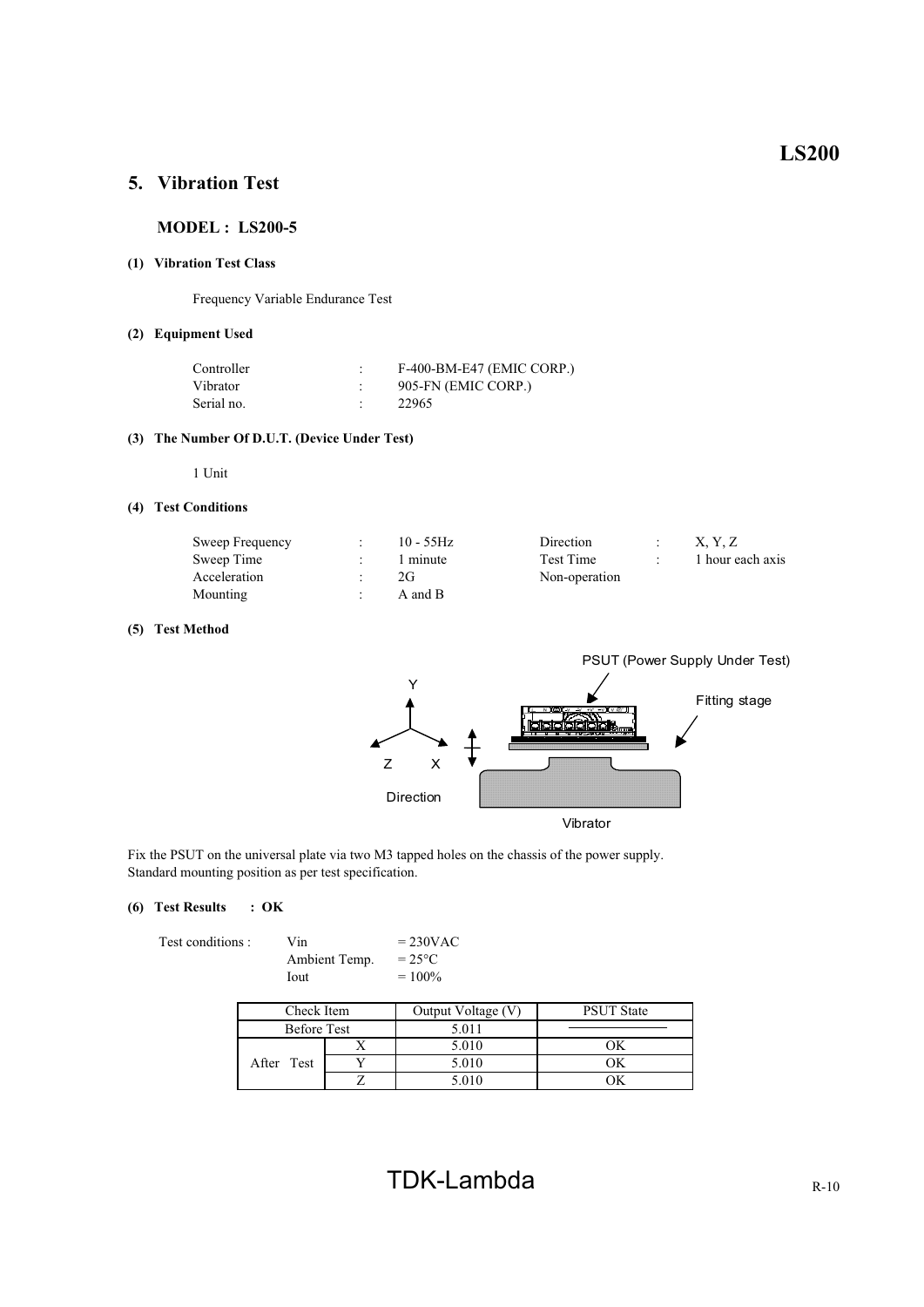## 5. Vibration Test

**MODEL : LS200-5**

**(1) Vibration Test Class**

Frequency Variable Endurance Test

**(2) Equipment Used**

| | | |
|---|---|---|
| Controller | : | F-400-BM-E47 (EMIC CORP.) |
| Vibrator | : | 905-FN (EMIC CORP.) |
| Serial no. | : | 22965 |

**(3) The Number Of D.U.T. (Device Under Test)**

1 Unit

**(4) Test Conditions**

| | | | | | |
|---|---|---|---|---|---|
| Sweep Frequency | : | 10 - 55Hz | Direction | : | X, Y, Z |
| Sweep Time | : | 1 minute | Test Time | : | 1 hour each axis |
| Acceleration | : | 2G | Non-operation | | |
| Mounting | : | A and B | | | |

**(5) Test Method**

PSUT (Power Supply Under Test)

Fitting stage

Y

Z X

Direction

Vibrator

Fix the PSUT on the universal plate via two M3 tapped holes on the chassis of the power supply.
Standard mounting position as per test specification.

**(6) Test Results : OK**

| Test conditions : | | |
|---|---|---|
| | Vin | = 230VAC |
| | Ambient Temp. | = 25°C |
| | Iout | = 100% |

| Check Item | | Output Voltage (V) | PSUT State |
|---|---|---|---|
| Before Test | | 5.011 | ―――― |
| After Test | X | 5.010 | OK |
| | Y | 5.010 | OK |
| | Z | 5.010 | OK |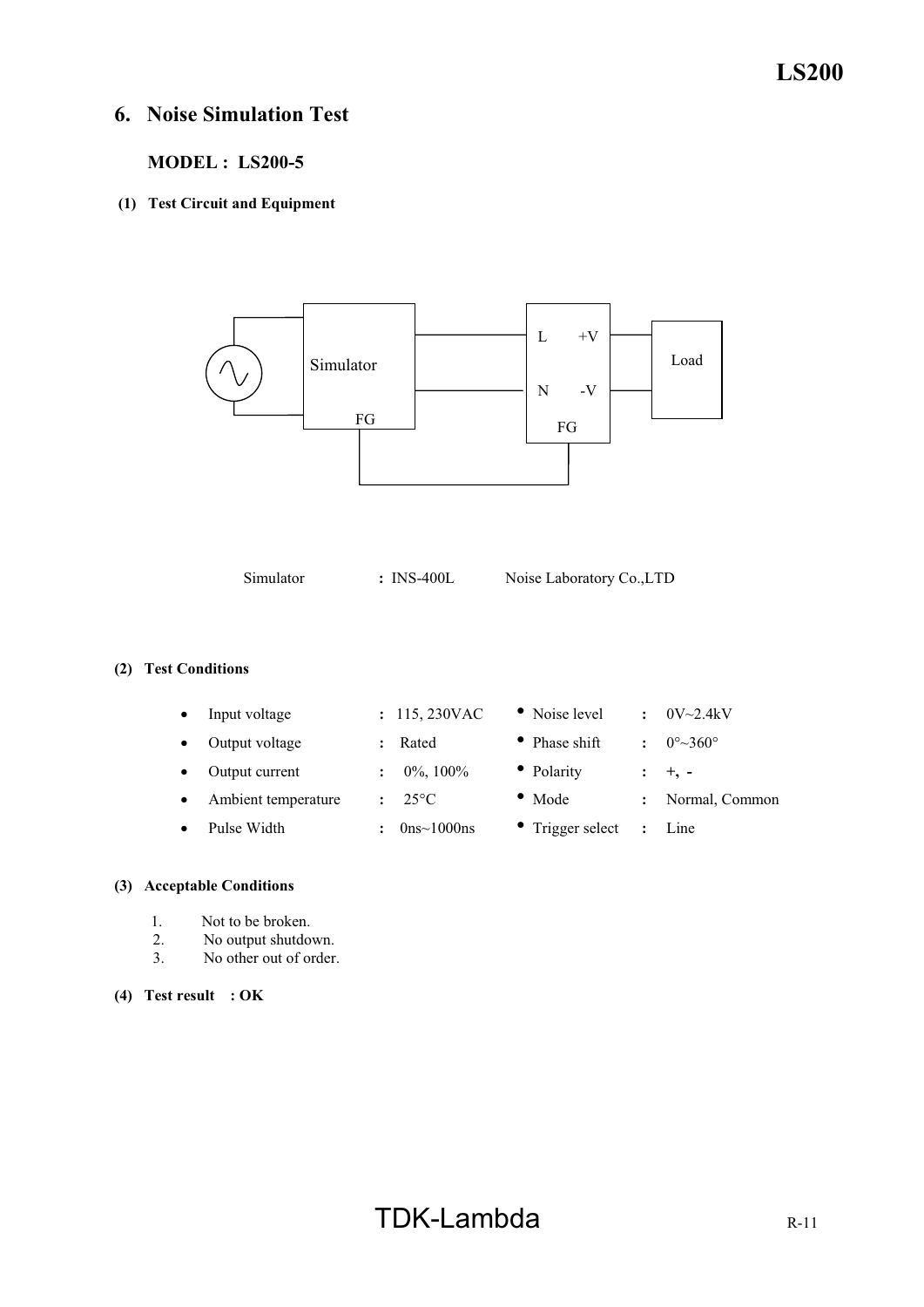## 6. Noise Simulation Test

**MODEL : LS200-5**

**(1) Test Circuit and Equipment**

Simulator L +V Load N -V FG FG

Simulator : INS-400L Noise Laboratory Co.,LTD

**(2) Test Conditions**

- Input voltage : 115, 230VAC
- Output voltage : Rated
- Output current : 0%, 100%
- Ambient temperature : 25°C
- Pulse Width : 0ns~1000ns
- Noise level : 0V~2.4kV
- Phase shift : 0°~360°
- Polarity : +, -
- Mode : Normal, Common
- Trigger select : Line

**(3) Acceptable Conditions**

1. Not to be broken.
2. No output shutdown.
3. No other out of order.

**(4) Test result : OK**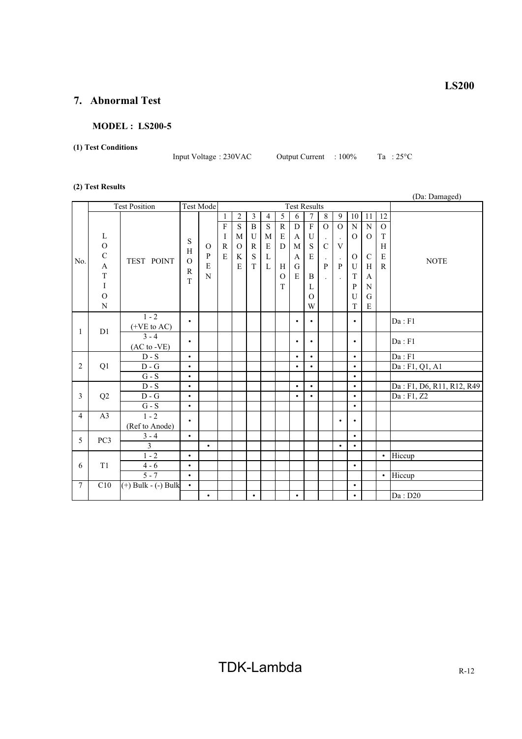## 7. Abnormal Test

### MODEL : LS200-5

**(1) Test Conditions**

Input Voltage : 230VAC Output Current : 100% Ta : 25°C

**(2) Test Results**

(Da: Damaged)

| No. | Test Position: LOCATION | Test Position: TEST POINT | Test Mode: SHORT | Test Mode: OPEN | 1 FIRE | 2 SMOKE | 3 BURST | 4 SMELL | 5 RED HOT | 6 DAMAGE | 7 FUSE BLOW | 8 O.C.P. | 9 O.V.P. | 10 NO OUTPUT | 11 NO CHANGE | 12 OTHER | NOTE |
|---|---|---|---|---|---|---|---|---|---|---|---|---|---|---|---|---|---|
| 1 | D1 | 1 - 2 (+VE to AC) | • | | | | | | | • | • | | | • | | | Da : F1 |
| | | 3 - 4 (AC to -VE) | • | | | | | | | • | • | | | • | | | Da : F1 |
| 2 | Q1 | D - S | • | | | | | | | • | • | | | • | | | Da : F1 |
| | | D - G | • | | | | | | | • | • | | | • | | | Da : F1, Q1, A1 |
| | | G - S | • | | | | | | | | | | | • | | | |
| 3 | Q2 | D - S | • | | | | | | | • | • | | | • | | | Da : F1, D6, R11, R12, R49 |
| | | D - G | • | | | | | | | • | • | | | • | | | Da : F1, Z2 |
| | | G - S | • | | | | | | | | | | | • | | | |
| 4 | A3 | 1 - 2 (Ref to Anode) | • | | | | | | | | | | • | • | | | |
| 5 | PC3 | 3 - 4 | • | | | | | | | | | | | • | | | |
| | | 3 | | • | | | | | | | | | • | • | | | |
| 6 | T1 | 1 - 2 | • | | | | | | | | | | | | | • | Hiccup |
| | | 4 - 6 | • | | | | | | | | | | | • | | | |
| | | 5 - 7 | • | | | | | | | | | | | | | • | Hiccup |
| 7 | C10 | (+) Bulk - (-) Bulk | • | | | | | | | | | | | • | | | |
| | | | | • | | | • | | | • | | | | • | | | Da : D20 |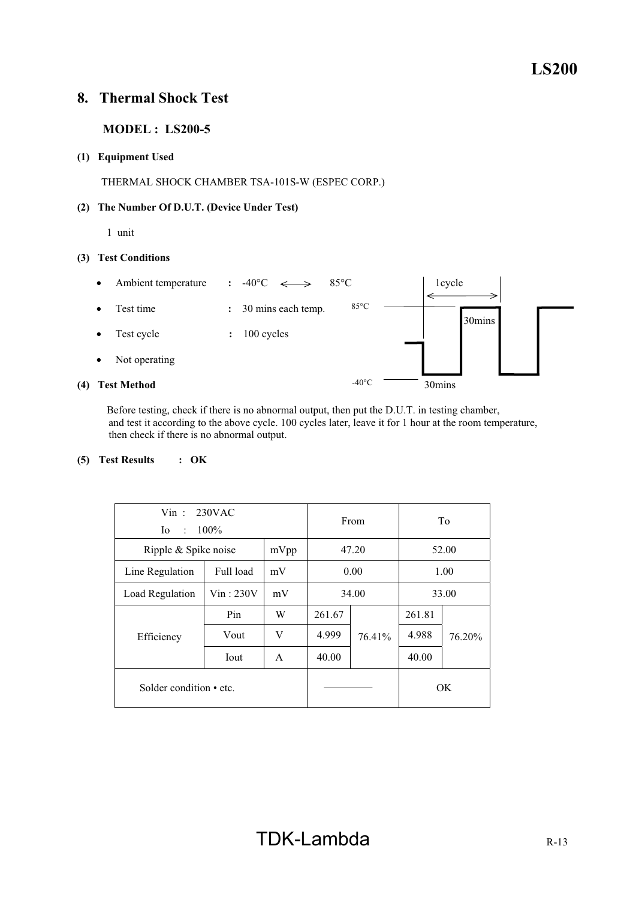## 8. Thermal Shock Test

**MODEL : LS200-5**

**(1) Equipment Used**

THERMAL SHOCK CHAMBER TSA-101S-W (ESPEC CORP.)

**(2) The Number Of D.U.T. (Device Under Test)**

1 unit

**(3) Test Conditions**

- Ambient temperature : -40°C ⟷ 85°C
- Test time : 30 mins each temp.
- Test cycle : 100 cycles
- Not operating

1cycle

85°C

30mins

-40°C

30mins

**(4) Test Method**

Before testing, check if there is no abnormal output, then put the D.U.T. in testing chamber, and test it according to the above cycle. 100 cycles later, leave it for 1 hour at the room temperature, then check if there is no abnormal output.

**(5) Test Results : OK**

| Vin : 230VAC<br>Io : 100% | | | From | | To | |
|---|---|---|---|---|---|---|
| Ripple & Spike noise | | mVpp | 47.20 | | 52.00 | |
| Line Regulation | Full load | mV | 0.00 | | 1.00 | |
| Load Regulation | Vin : 230V | mV | 34.00 | | 33.00 | |
| Efficiency | Pin | W | 261.67 | 76.41% | 261.81 | 76.20% |
| | Vout | V | 4.999 | | 4.988 | |
| | Iout | A | 40.00 | | 40.00 | |
| Solder condition • etc. | | | ———— | | OK | |